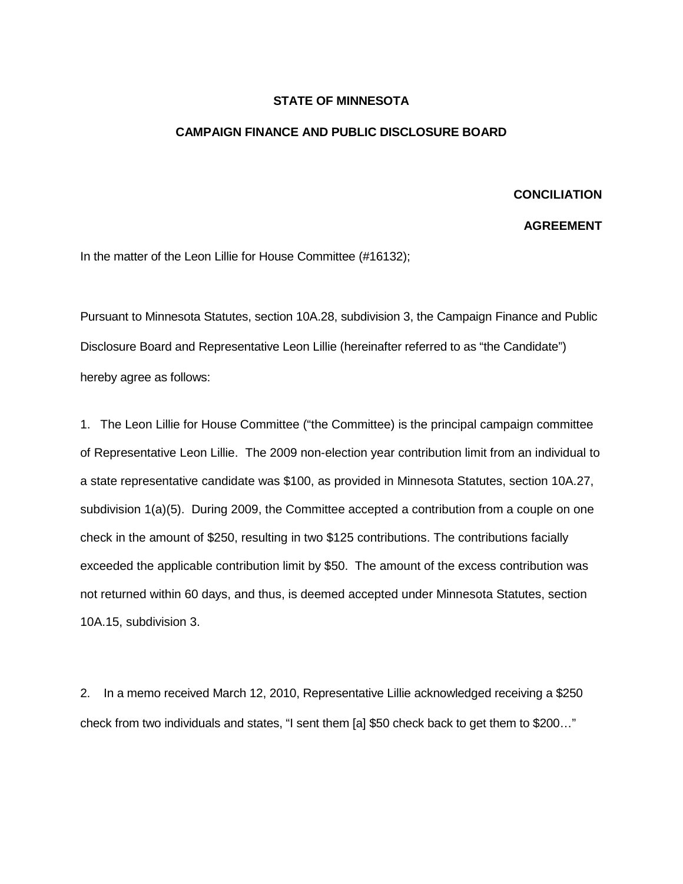**STATE OF MINNESOTA**

**CAMPAIGN FINANCE AND PUBLIC DISCLOSURE BOARD**

**CONCILIATION**

**AGREEMENT**

In the matter of the Leon Lillie for House Committee (#16132);

Pursuant to Minnesota Statutes, section 10A.28, subdivision 3, the Campaign Finance and Public Disclosure Board and Representative Leon Lillie (hereinafter referred to as "the Candidate") hereby agree as follows:

1. The Leon Lillie for House Committee ("the Committee) is the principal campaign committee of Representative Leon Lillie. The 2009 non-election year contribution limit from an individual to a state representative candidate was $100, as provided in Minnesota Statutes, section 10A.27, subdivision 1(a)(5). During 2009, the Committee accepted a contribution from a couple on one check in the amount of $250, resulting in two $125 contributions. The contributions facially exceeded the applicable contribution limit by $50. The amount of the excess contribution was not returned within 60 days, and thus, is deemed accepted under Minnesota Statutes, section 10A.15, subdivision 3.

2. In a memo received March 12, 2010, Representative Lillie acknowledged receiving a $250 check from two individuals and states, "I sent them [a] $50 check back to get them to $200…"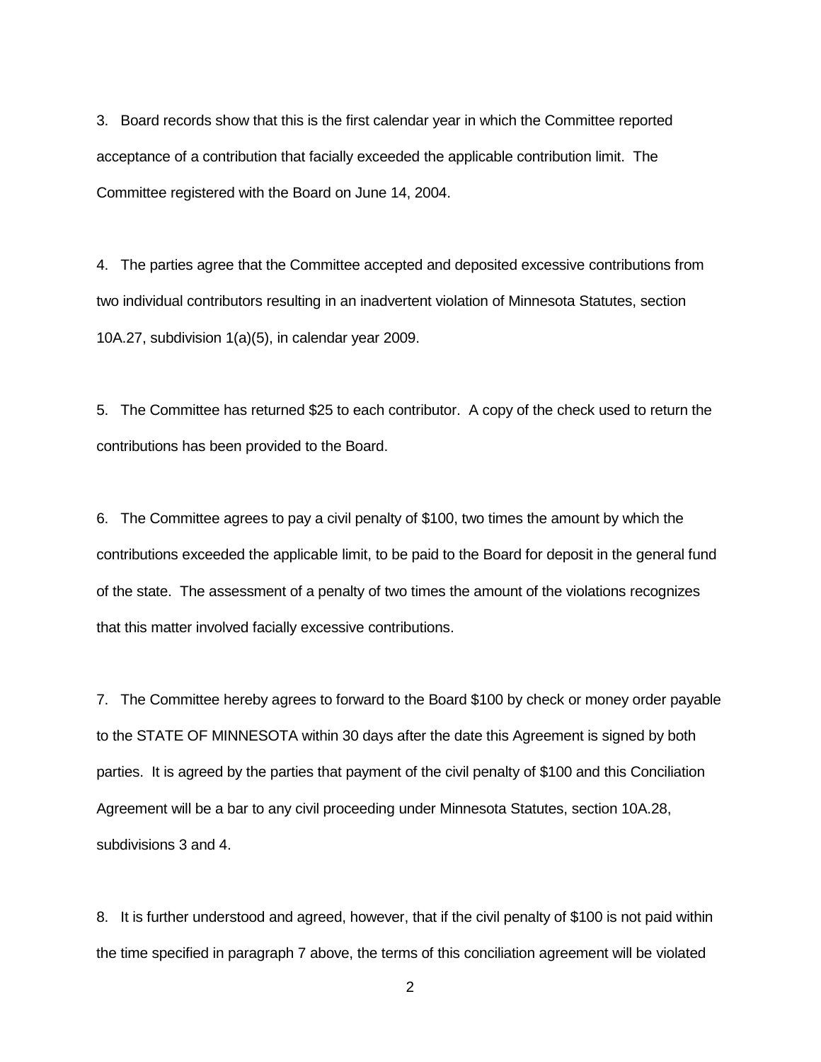3. Board records show that this is the first calendar year in which the Committee reported acceptance of a contribution that facially exceeded the applicable contribution limit. The Committee registered with the Board on June 14, 2004.

4. The parties agree that the Committee accepted and deposited excessive contributions from two individual contributors resulting in an inadvertent violation of Minnesota Statutes, section 10A.27, subdivision 1(a)(5), in calendar year 2009.

5. The Committee has returned $25 to each contributor. A copy of the check used to return the contributions has been provided to the Board.

6. The Committee agrees to pay a civil penalty of $100, two times the amount by which the contributions exceeded the applicable limit, to be paid to the Board for deposit in the general fund of the state. The assessment of a penalty of two times the amount of the violations recognizes that this matter involved facially excessive contributions.

7. The Committee hereby agrees to forward to the Board $100 by check or money order payable to the STATE OF MINNESOTA within 30 days after the date this Agreement is signed by both parties. It is agreed by the parties that payment of the civil penalty of $100 and this Conciliation Agreement will be a bar to any civil proceeding under Minnesota Statutes, section 10A.28, subdivisions 3 and 4.

8. It is further understood and agreed, however, that if the civil penalty of $100 is not paid within the time specified in paragraph 7 above, the terms of this conciliation agreement will be violated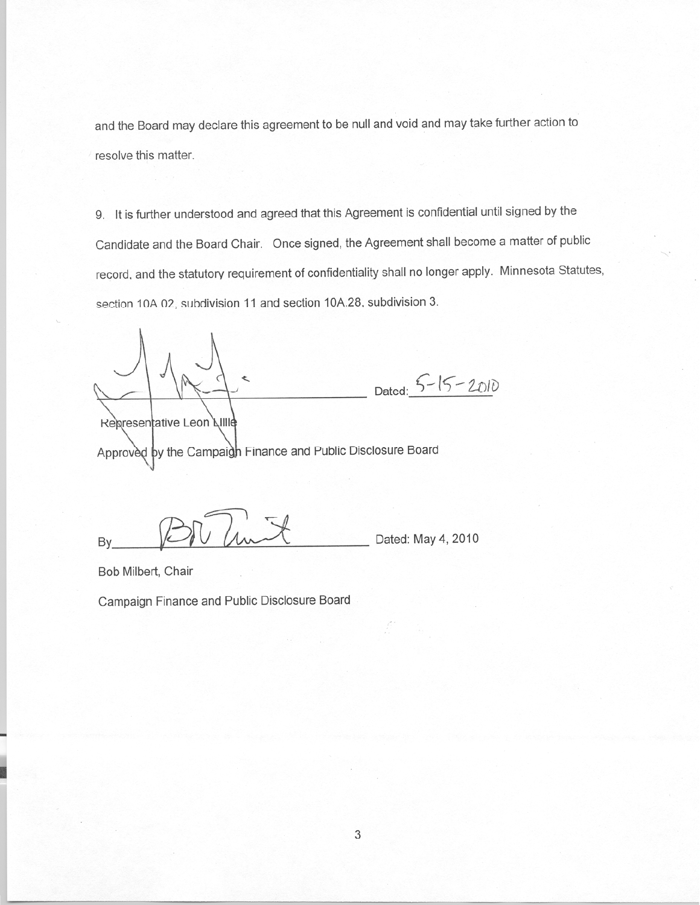and the Board may declare this agreement to be null and void and may take further action to resolve this matter.

9. It is further understood and agreed that this Agreement is confidential until signed by the Candidate and the Board Chair. Once signed, the Agreement shall become a matter of public record, and the statutory requirement of confidentiality shall no longer apply. Minnesota Statutes, section 10A.02, subdivision 11 and section 10A.28, subdivision 3.

\_\_\_\_\_\_\_\_\_\_\_\_\_\_\_\_\_\_\_\_\_\_\_\_\_\_\_\_\_\_\_\_\_\_ Dated: 5-15-2010

Representative Leon Lillie

Approved by the Campaign Finance and Public Disclosure Board

By\_\_\_\_\_\_\_\_\_\_\_\_\_\_\_\_\_\_\_\_\_\_\_\_\_\_\_\_\_\_\_\_\_\_ Dated: May 4, 2010

Bob Milbert, Chair

Campaign Finance and Public Disclosure Board